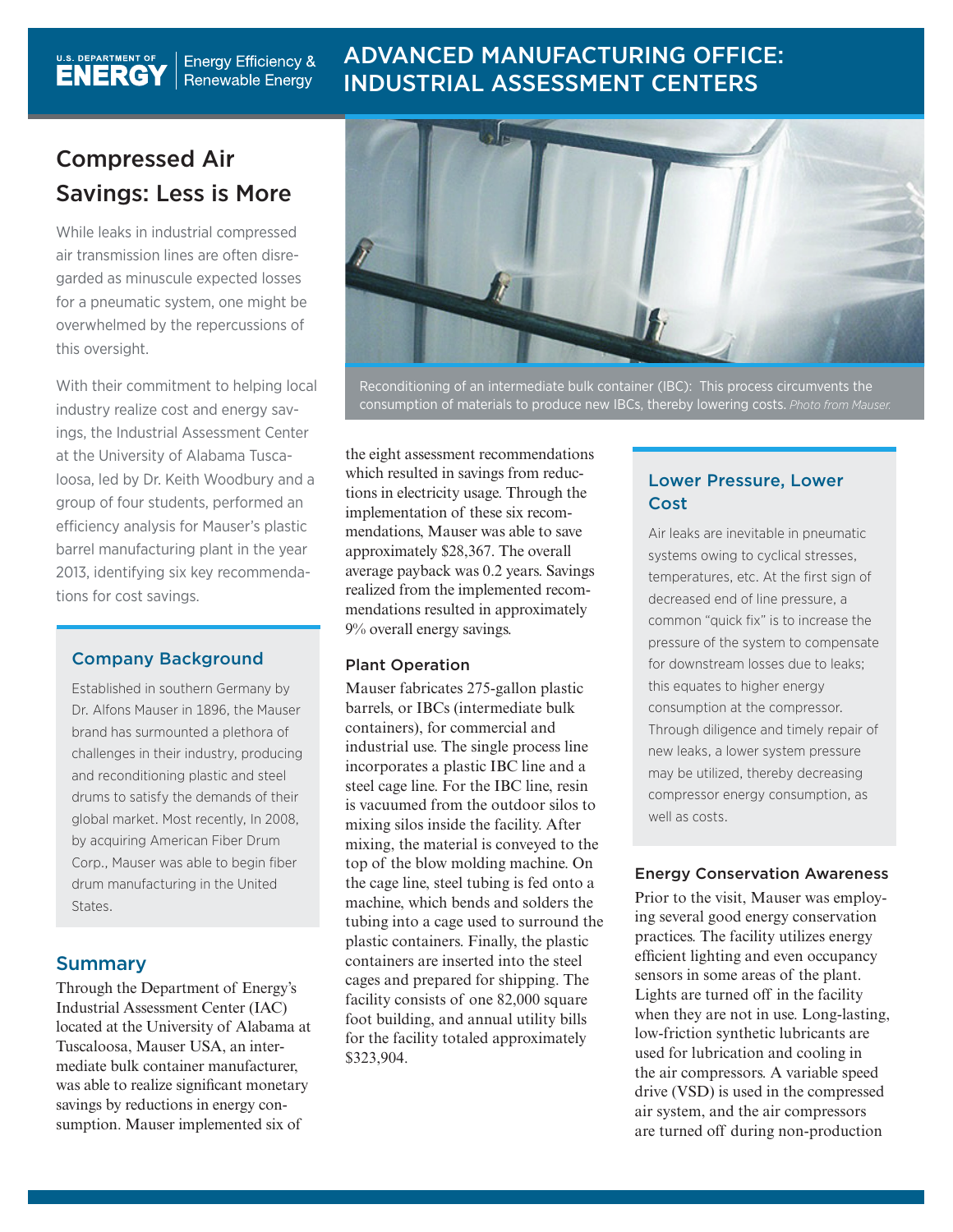# Compressed Air Savings: Less is More

While leaks in industrial compressed air transmission lines are often disregarded as minuscule expected losses for a pneumatic system, one might be overwhelmed by the repercussions of this oversight.

With their commitment to helping local industry realize cost and energy savings, the Industrial Assessment Center at the University of Alabama Tuscaloosa, led by Dr. Keith Woodbury and a group of four students, performed an efficiency analysis for Mauser's plastic barrel manufacturing plant in the year 2013, identifying six key recommendations for cost savings.

## Company Background

Established in southern Germany by Dr. Alfons Mauser in 1896, the Mauser brand has surmounted a plethora of challenges in their industry, producing and reconditioning plastic and steel drums to satisfy the demands of their global market. Most recently, In 2008, by acquiring American Fiber Drum Corp., Mauser was able to begin fiber drum manufacturing in the United States.

Reconditioning of an intermediate bulk container (IBC): This process circumvents the consumption of materials to produce new IBCs, thereby lowering costs. *Photo from Mauser.*

## Summary

Through the Department of Energy's Industrial Assessment Center (IAC) located at the University of Alabama at Tuscaloosa, Mauser USA, an intermediate bulk container manufacturer, was able to realize significant monetary savings by reductions in energy consumption. Mauser implemented six of the eight assessment recommendations which resulted in savings from reductions in electricity usage. Through the implementation of these six recommendations, Mauser was able to save approximately $28,367. The overall average payback was 0.2 years. Savings realized from the implemented recommendations resulted in approximately 9% overall energy savings.

### Plant Operation

Mauser fabricates 275-gallon plastic barrels, or IBCs (intermediate bulk containers), for commercial and industrial use. The single process line incorporates a plastic IBC line and a steel cage line. For the IBC line, resin is vacuumed from the outdoor silos to mixing silos inside the facility. After mixing, the material is conveyed to the top of the blow molding machine. On the cage line, steel tubing is fed onto a machine, which bends and solders the tubing into a cage used to surround the plastic containers. Finally, the plastic containers are inserted into the steel cages and prepared for shipping. The facility consists of one 82,000 square foot building, and annual utility bills for the facility totaled approximately $323,904.

## Lower Pressure, Lower Cost

Air leaks are inevitable in pneumatic systems owing to cyclical stresses, temperatures, etc. At the first sign of decreased end of line pressure, a common "quick fix" is to increase the pressure of the system to compensate for downstream losses due to leaks; this equates to higher energy consumption at the compressor. Through diligence and timely repair of new leaks, a lower system pressure may be utilized, thereby decreasing compressor energy consumption, as well as costs.

### Energy Conservation Awareness

Prior to the visit, Mauser was employing several good energy conservation practices. The facility utilizes energy efficient lighting and even occupancy sensors in some areas of the plant. Lights are turned off in the facility when they are not in use. Long-lasting, low-friction synthetic lubricants are used for lubrication and cooling in the air compressors. A variable speed drive (VSD) is used in the compressed air system, and the air compressors are turned off during non-production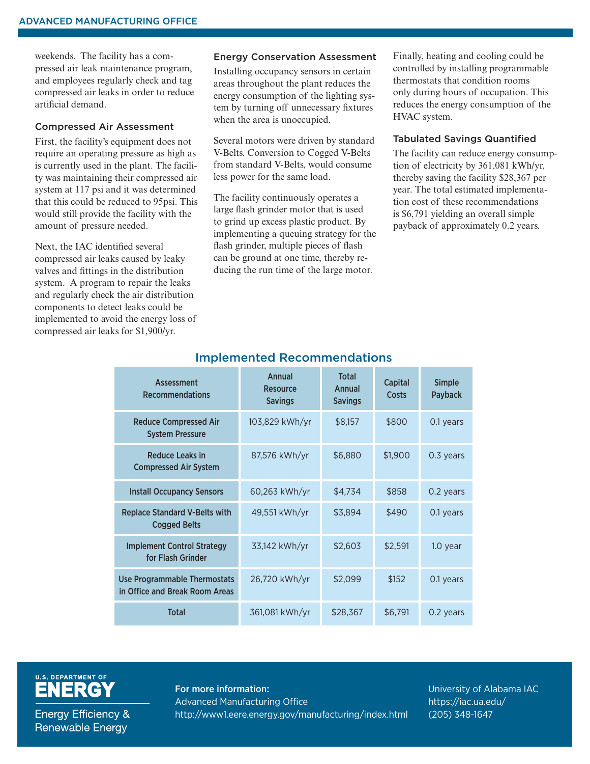weekends. The facility has a compressed air leak maintenance program, and employees regularly check and tag compressed air leaks in order to reduce artificial demand.

### Compressed Air Assessment

First, the facility's equipment does not require an operating pressure as high as is currently used in the plant. The facility was maintaining their compressed air system at 117 psi and it was determined that this could be reduced to 95psi. This would still provide the facility with the amount of pressure needed.

Next, the IAC identified several compressed air leaks caused by leaky valves and fittings in the distribution system. A program to repair the leaks and regularly check the air distribution components to detect leaks could be implemented to avoid the energy loss of compressed air leaks for $1,900/yr.

### Energy Conservation Assessment

Installing occupancy sensors in certain areas throughout the plant reduces the energy consumption of the lighting system by turning off unnecessary fixtures when the area is unoccupied.

Several motors were driven by standard V-Belts. Conversion to Cogged V-Belts from standard V-Belts, would consume less power for the same load.

The facility continuously operates a large flash grinder motor that is used to grind up excess plastic product. By implementing a queuing strategy for the flash grinder, multiple pieces of flash can be ground at one time, thereby reducing the run time of the large motor.

Finally, heating and cooling could be controlled by installing programmable thermostats that condition rooms only during hours of occupation. This reduces the energy consumption of the HVAC system.

### Tabulated Savings Quantified

The facility can reduce energy consumption of electricity by 361,081 kWh/yr, thereby saving the facility $28,367 per year. The total estimated implementation cost of these recommendations is $6,791 yielding an overall simple payback of approximately 0.2 years.

## Implemented Recommendations

| Assessment Recommendations | Annual Resource Savings | Total Annual Savings | Capital Costs | Simple Payback |
|---|---|---|---|---|
| Reduce Compressed Air System Pressure | 103,829 kWh/yr | $8,157 | $800 | 0.1 years |
| Reduce Leaks in Compressed Air System | 87,576 kWh/yr | $6,880 | $1,900 | 0.3 years |
| Install Occupancy Sensors | 60,263 kWh/yr | $4,734 | $858 | 0.2 years |
| Replace Standard V-Belts with Cogged Belts | 49,551 kWh/yr | $3,894 | $490 | 0.1 years |
| Implement Control Strategy for Flash Grinder | 33,142 kWh/yr | $2,603 | $2,591 | 1.0 year |
| Use Programmable Thermostats in Office and Break Room Areas | 26,720 kWh/yr | $2,099 | $152 | 0.1 years |
| Total | 361,081 kWh/yr | $28,367 | $6,791 | 0.2 years |

U.S. DEPARTMENT OF ENERGY

Energy Efficiency & Renewable Energy

**For more information:**
Advanced Manufacturing Office
http://www1.eere.energy.gov/manufacturing/index.html

University of Alabama IAC
https://iac.ua.edu/
(205) 348-1647